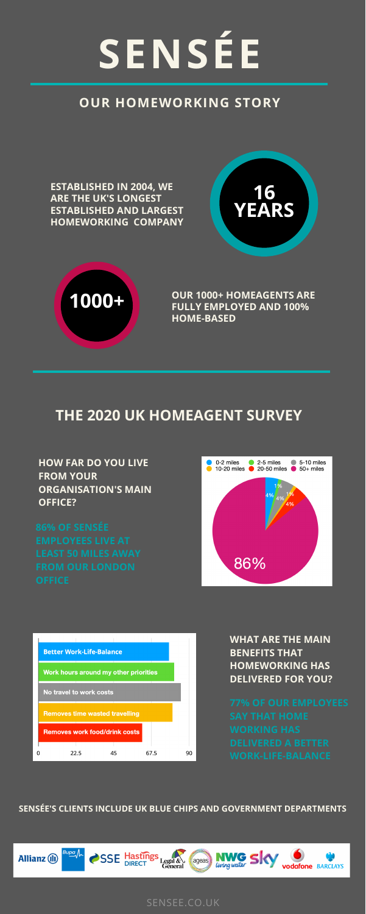# SENSÉE

## OUR HOMEWORKING STORY

**ESTABLISHED IN 2004, WE ARE THE UK'S LONGEST ESTABLISHED AND LARGEST HOMEWORKING COMPANY**

**16 YEARS**

**1000+**

**OUR 1000+ HOMEAGENTS ARE FULLY EMPLOYED AND 100% HOME-BASED**

## THE 2020 UK HOMEAGENT SURVEY

**HOW FAR DO YOU LIVE FROM YOUR ORGANISATION'S MAIN OFFICE?**

**86% OF SENSÉE EMPLOYEES LIVE AT LEAST 50 MILES AWAY FROM OUR LONDON OFFICE**

0-2 miles, 2-5 miles, 5-10 miles, 10-20 miles, 20-50 miles, 50+ miles

4%, 1%, 4%, 1%, 4%, 86%

**WHAT ARE THE MAIN BENEFITS THAT HOMEWORKING HAS DELIVERED FOR YOU?**

Better Work-Life-Balance

Work hours around my other priorities

No travel to work costs

Removes time wasted travelling

Removes work food/drink costs

0, 22.5, 45, 67.5, 90

**77% OF OUR EMPLOYEES SAY THAT HOME WORKING HAS DELIVERED A BETTER WORK-LIFE-BALANCE**

**SENSÉE'S CLIENTS INCLUDE UK BLUE CHIPS AND GOVERNMENT DEPARTMENTS**

Allianz, Bupa, SSE, Hastings Direct, Legal & General, ageas, NWG living water, sky, vodafone, BARCLAYS

SENSEE.CO.UK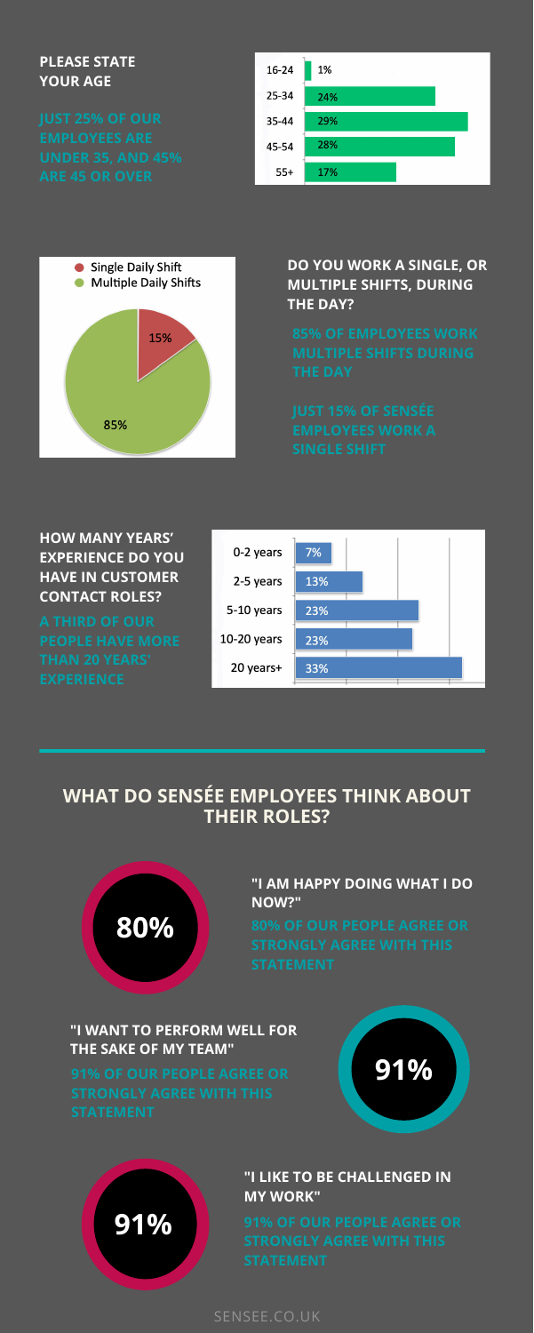**PLEASE STATE YOUR AGE**

JUST 25% OF OUR EMPLOYEES ARE UNDER 35, AND 45% ARE 45 OR OVER

16-24
1%
25-34
24%
35-44
29%
45-54
28%
55+
17%

Single Daily Shift
Multiple Daily Shifts
15%
85%

**DO YOU WORK A SINGLE, OR MULTIPLE SHIFTS, DURING THE DAY?**

85% OF EMPLOYEES WORK MULTIPLE SHIFTS DURING THE DAY

JUST 15% OF SENSÉE EMPLOYEES WORK A SINGLE SHIFT

**HOW MANY YEARS' EXPERIENCE DO YOU HAVE IN CUSTOMER CONTACT ROLES?**

A THIRD OF OUR PEOPLE HAVE MORE THAN 20 YEARS' EXPERIENCE

0-2 years
7%
2-5 years
13%
5-10 years
23%
10-20 years
23%
20 years+
33%

## WHAT DO SENSÉE EMPLOYEES THINK ABOUT THEIR ROLES?

80%

**"I AM HAPPY DOING WHAT I DO NOW?"**

80% OF OUR PEOPLE AGREE OR STRONGLY AGREE WITH THIS STATEMENT

**"I WANT TO PERFORM WELL FOR THE SAKE OF MY TEAM"**

91% OF OUR PEOPLE AGREE OR STRONGLY AGREE WITH THIS STATEMENT

91%

91%

**"I LIKE TO BE CHALLENGED IN MY WORK"**

91% OF OUR PEOPLE AGREE OR STRONGLY AGREE WITH THIS STATEMENT

SENSEE.CO.UK